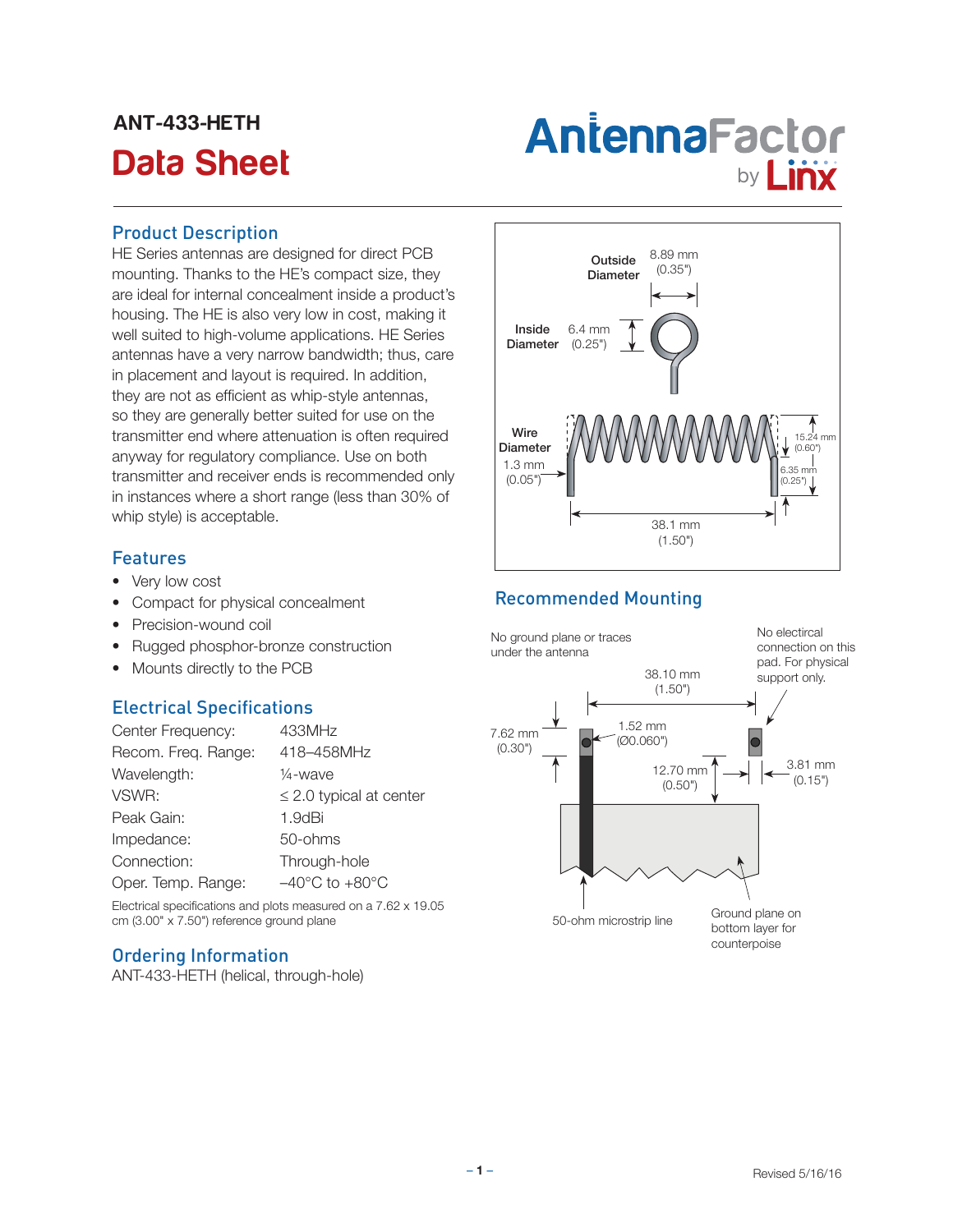# ANT-433-HETH

# Data Sheet

AntennaFactor by Linx

## Product Description

HE Series antennas are designed for direct PCB mounting. Thanks to the HE's compact size, they are ideal for internal concealment inside a product's housing. The HE is also very low in cost, making it well suited to high-volume applications. HE Series antennas have a very narrow bandwidth; thus, care in placement and layout is required. In addition, they are not as efficient as whip-style antennas, so they are generally better suited for use on the transmitter end where attenuation is often required anyway for regulatory compliance. Use on both transmitter and receiver ends is recommended only in instances where a short range (less than 30% of whip style) is acceptable.

Outside Diameter 8.89 mm (0.35")

Inside Diameter 6.4 mm (0.25")

Wire Diameter 1.3 mm (0.05")

15.24 mm (0.60")

6.35 mm (0.25")

38.1 mm (1.50")

## Features

- Very low cost
- Compact for physical concealment
- Precision-wound coil
- Rugged phosphor-bronze construction
- Mounts directly to the PCB

## Electrical Specifications

| | |
|---|---|
| Center Frequency: | 433MHz |
| Recom. Freq. Range: | 418–458MHz |
| Wavelength: | ¼-wave |
| VSWR: | ≤ 2.0 typical at center |
| Peak Gain: | 1.9dBi |
| Impedance: | 50-ohms |
| Connection: | Through-hole |
| Oper. Temp. Range: | –40°C to +80°C |

Electrical specifications and plots measured on a 7.62 x 19.05 cm (3.00" x 7.50") reference ground plane

## Ordering Information

ANT-433-HETH (helical, through-hole)

## Recommended Mounting

No ground plane or traces under the antenna

No electrical connection on this pad. For physical support only.

38.10 mm (1.50")

7.62 mm (0.30")

1.52 mm (Ø0.060")

12.70 mm (0.50")

3.81 mm (0.15")

50-ohm microstrip line

Ground plane on bottom layer for counterpoise

Revised 5/16/16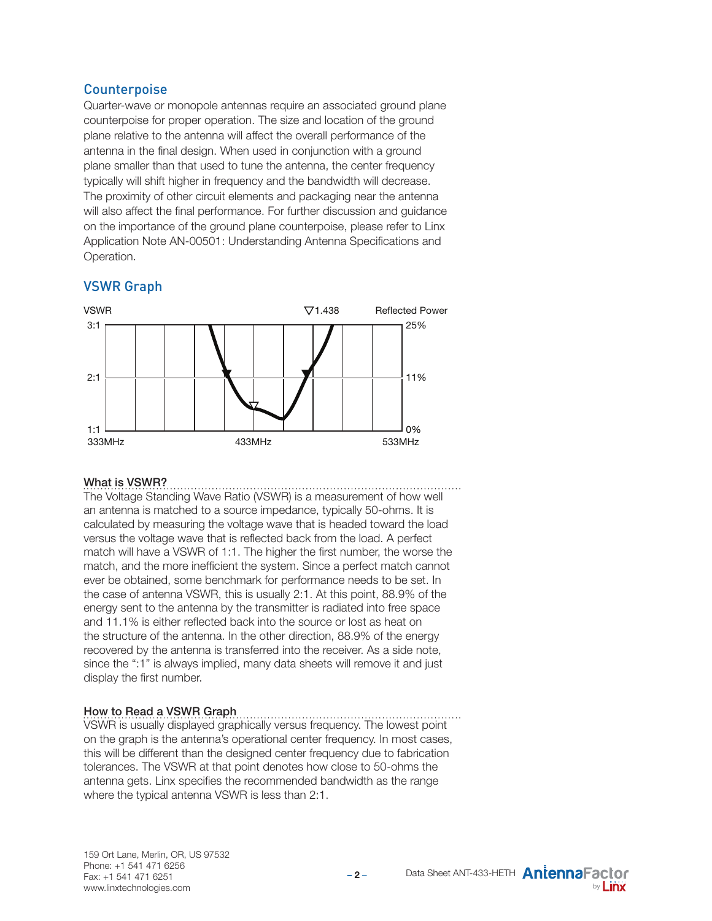## Counterpoise

Quarter-wave or monopole antennas require an associated ground plane counterpoise for proper operation. The size and location of the ground plane relative to the antenna will affect the overall performance of the antenna in the final design. When used in conjunction with a ground plane smaller than that used to tune the antenna, the center frequency typically will shift higher in frequency and the bandwidth will decrease. The proximity of other circuit elements and packaging near the antenna will also affect the final performance. For further discussion and guidance on the importance of the ground plane counterpoise, please refer to Linx Application Note AN-00501: Understanding Antenna Specifications and Operation.

## VSWR Graph

VSWR ▽1.438 Reflected Power

3:1 25%

2:1 11%

1:1 0%

333MHz 433MHz 533MHz

### What is VSWR?

The Voltage Standing Wave Ratio (VSWR) is a measurement of how well an antenna is matched to a source impedance, typically 50-ohms. It is calculated by measuring the voltage wave that is headed toward the load versus the voltage wave that is reflected back from the load. A perfect match will have a VSWR of 1:1. The higher the first number, the worse the match, and the more inefficient the system. Since a perfect match cannot ever be obtained, some benchmark for performance needs to be set. In the case of antenna VSWR, this is usually 2:1. At this point, 88.9% of the energy sent to the antenna by the transmitter is radiated into free space and 11.1% is either reflected back into the source or lost as heat on the structure of the antenna. In the other direction, 88.9% of the energy recovered by the antenna is transferred into the receiver. As a side note, since the ":1" is always implied, many data sheets will remove it and just display the first number.

### How to Read a VSWR Graph

VSWR is usually displayed graphically versus frequency. The lowest point on the graph is the antenna's operational center frequency. In most cases, this will be different than the designed center frequency due to fabrication tolerances. The VSWR at that point denotes how close to 50-ohms the antenna gets. Linx specifies the recommended bandwidth as the range where the typical antenna VSWR is less than 2:1.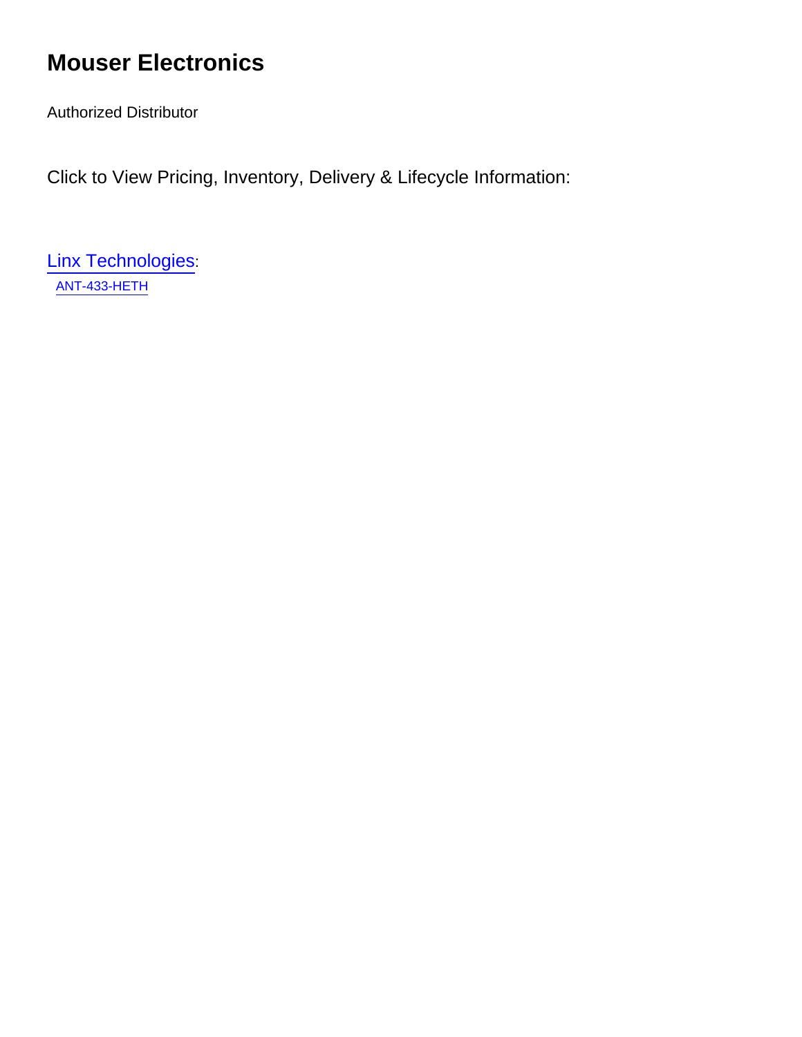# Mouser Electronics

Authorized Distributor

Click to View Pricing, Inventory, Delivery & Lifecycle Information:

Linx Technologies:

ANT-433-HETH